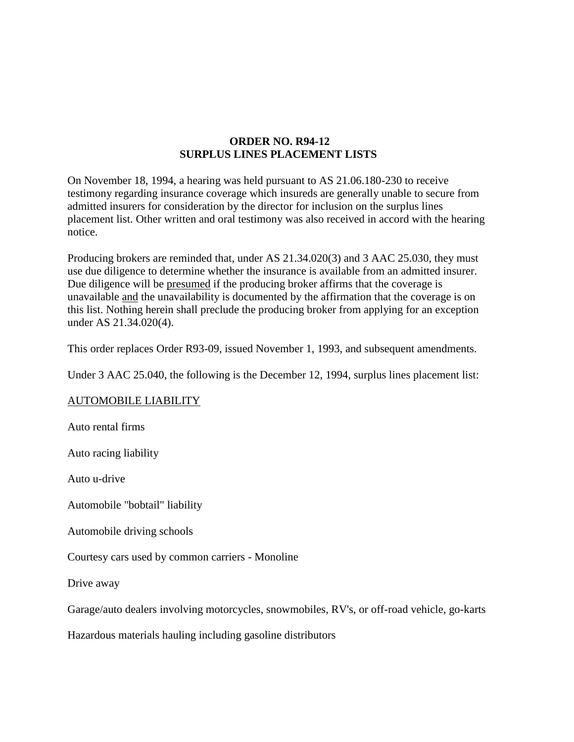# ORDER NO. R94-12
# SURPLUS LINES PLACEMENT LISTS

On November 18, 1994, a hearing was held pursuant to AS 21.06.180-230 to receive testimony regarding insurance coverage which insureds are generally unable to secure from admitted insurers for consideration by the director for inclusion on the surplus lines placement list. Other written and oral testimony was also received in accord with the hearing notice.

Producing brokers are reminded that, under AS 21.34.020(3) and 3 AAC 25.030, they must use due diligence to determine whether the insurance is available from an admitted insurer. Due diligence will be <u>presumed</u> if the producing broker affirms that the coverage is unavailable <u>and</u> the unavailability is documented by the affirmation that the coverage is on this list. Nothing herein shall preclude the producing broker from applying for an exception under AS 21.34.020(4).

This order replaces Order R93-09, issued November 1, 1993, and subsequent amendments.

Under 3 AAC 25.040, the following is the December 12, 1994, surplus lines placement list:

<u>AUTOMOBILE LIABILITY</u>

Auto rental firms

Auto racing liability

Auto u-drive

Automobile "bobtail" liability

Automobile driving schools

Courtesy cars used by common carriers - Monoline

Drive away

Garage/auto dealers involving motorcycles, snowmobiles, RV's, or off-road vehicle, go-karts

Hazardous materials hauling including gasoline distributors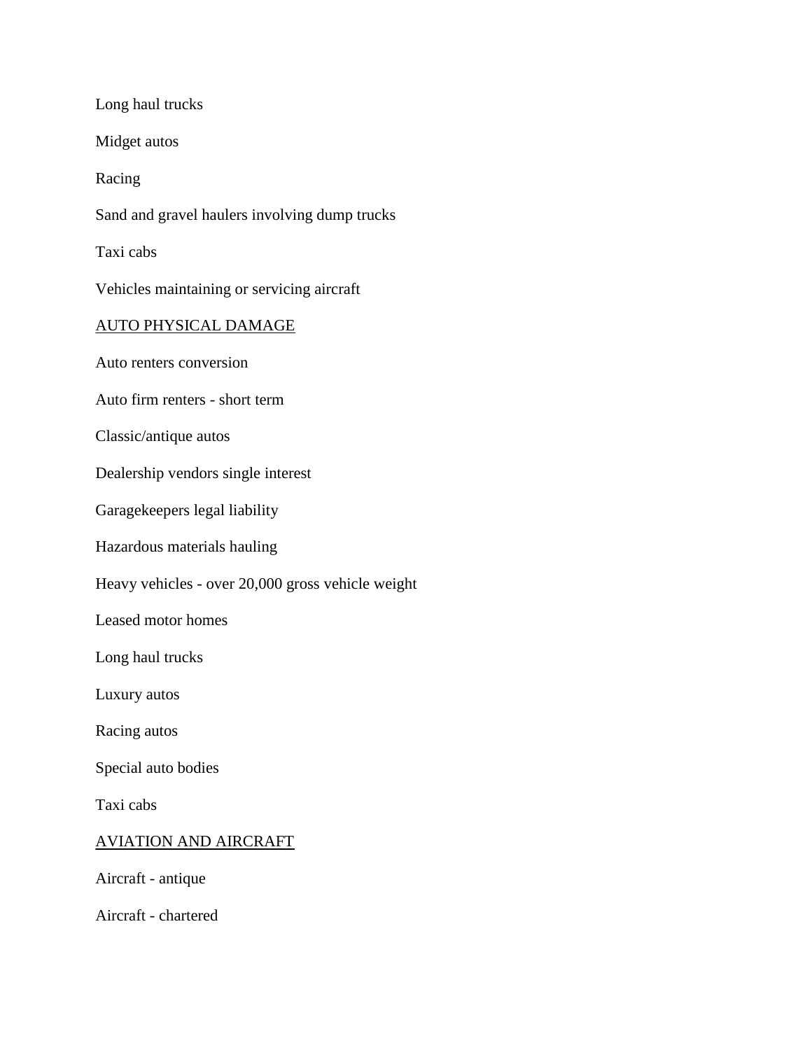Long haul trucks

Midget autos

Racing

Sand and gravel haulers involving dump trucks

Taxi cabs

Vehicles maintaining or servicing aircraft

<u>AUTO PHYSICAL DAMAGE</u>

Auto renters conversion

Auto firm renters - short term

Classic/antique autos

Dealership vendors single interest

Garagekeepers legal liability

Hazardous materials hauling

Heavy vehicles - over 20,000 gross vehicle weight

Leased motor homes

Long haul trucks

Luxury autos

Racing autos

Special auto bodies

Taxi cabs

<u>AVIATION AND AIRCRAFT</u>

Aircraft - antique

Aircraft - chartered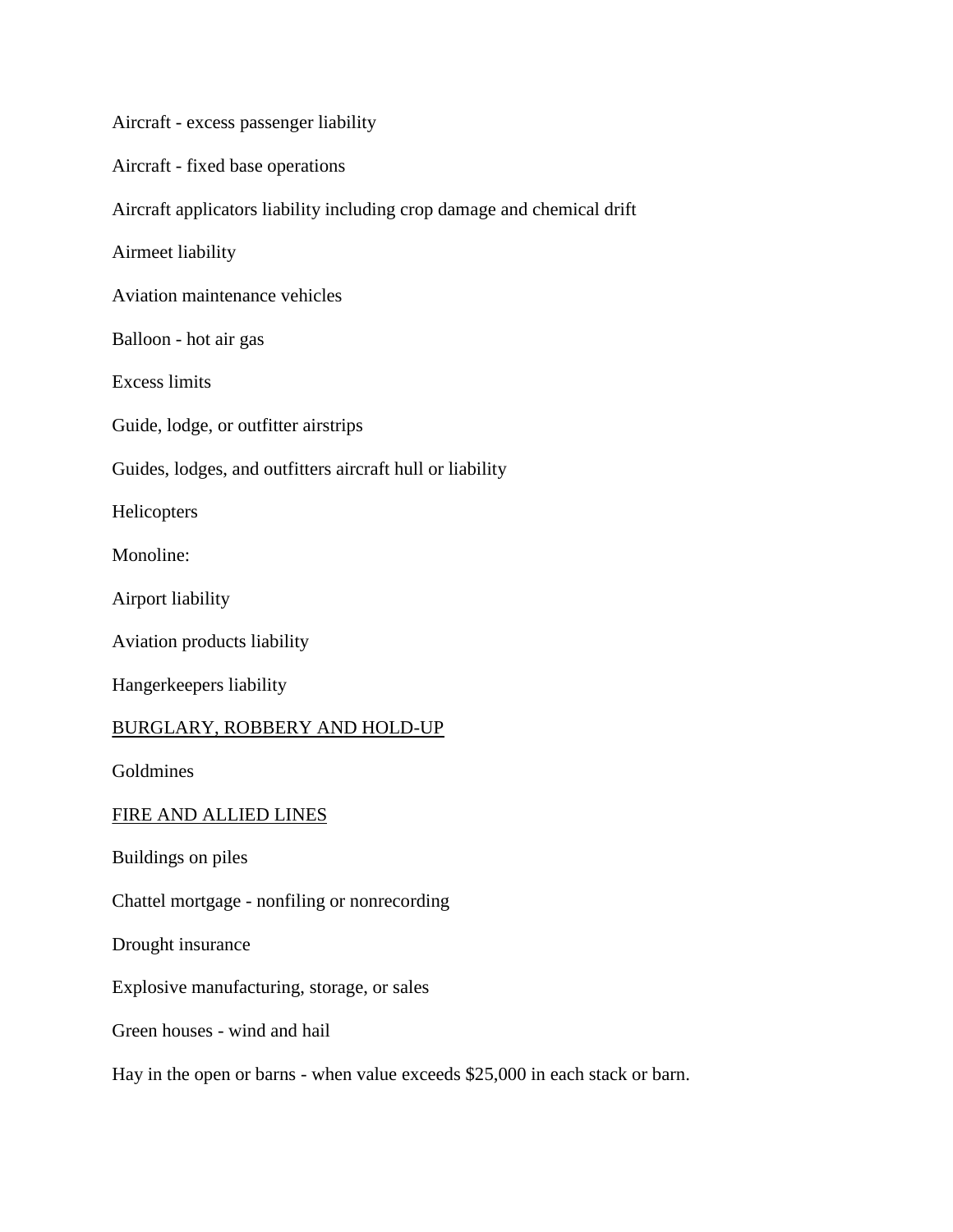Aircraft - excess passenger liability

Aircraft - fixed base operations

Aircraft applicators liability including crop damage and chemical drift

Airmeet liability

Aviation maintenance vehicles

Balloon - hot air gas

Excess limits

Guide, lodge, or outfitter airstrips

Guides, lodges, and outfitters aircraft hull or liability

Helicopters

Monoline:

Airport liability

Aviation products liability

Hangerkeepers liability

<u>BURGLARY, ROBBERY AND HOLD-UP</u>

Goldmines

<u>FIRE AND ALLIED LINES</u>

Buildings on piles

Chattel mortgage - nonfiling or nonrecording

Drought insurance

Explosive manufacturing, storage, or sales

Green houses - wind and hail

Hay in the open or barns - when value exceeds $25,000 in each stack or barn.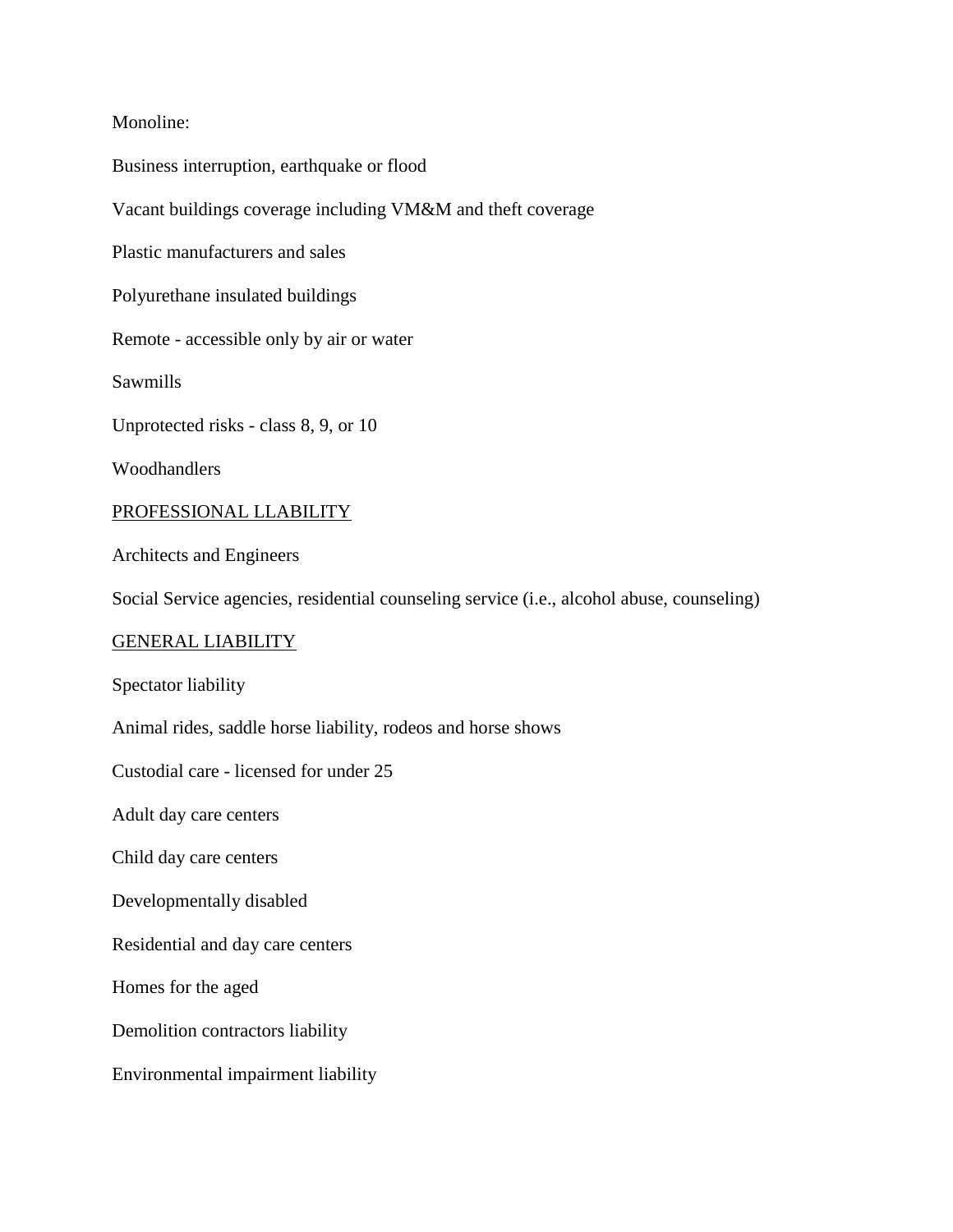Monoline:

Business interruption, earthquake or flood

Vacant buildings coverage including VM&M and theft coverage

Plastic manufacturers and sales

Polyurethane insulated buildings

Remote - accessible only by air or water

Sawmills

Unprotected risks - class 8, 9, or 10

Woodhandlers

<u>PROFESSIONAL LLABILITY</u>

Architects and Engineers

Social Service agencies, residential counseling service (i.e., alcohol abuse, counseling)

<u>GENERAL LIABILITY</u>

Spectator liability

Animal rides, saddle horse liability, rodeos and horse shows

Custodial care - licensed for under 25

Adult day care centers

Child day care centers

Developmentally disabled

Residential and day care centers

Homes for the aged

Demolition contractors liability

Environmental impairment liability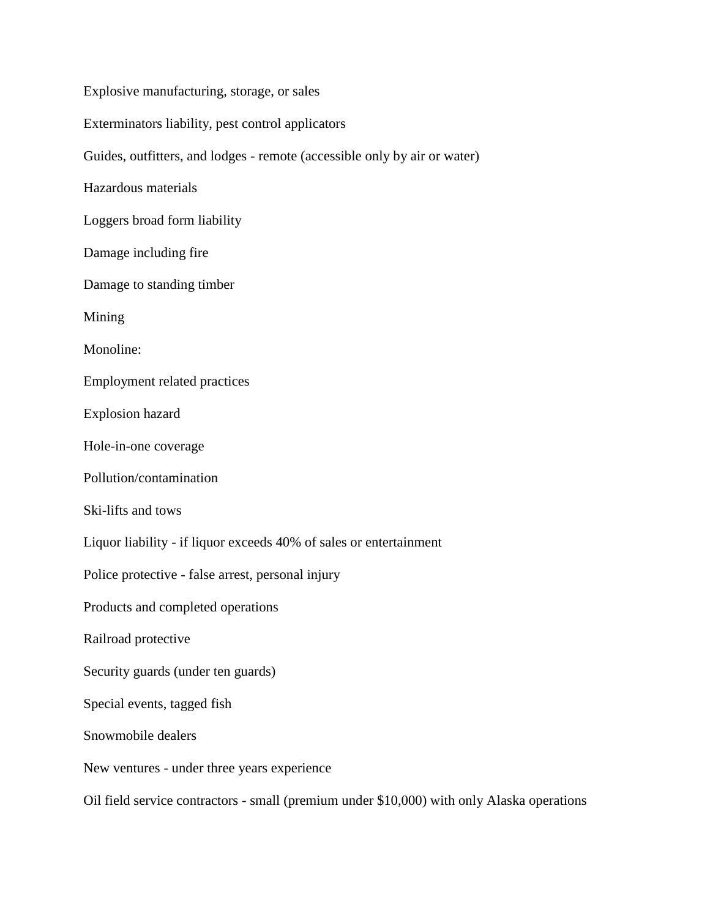Explosive manufacturing, storage, or sales

Exterminators liability, pest control applicators

Guides, outfitters, and lodges - remote (accessible only by air or water)

Hazardous materials

Loggers broad form liability

Damage including fire

Damage to standing timber

Mining

Monoline:

Employment related practices

Explosion hazard

Hole-in-one coverage

Pollution/contamination

Ski-lifts and tows

Liquor liability - if liquor exceeds 40% of sales or entertainment

Police protective - false arrest, personal injury

Products and completed operations

Railroad protective

Security guards (under ten guards)

Special events, tagged fish

Snowmobile dealers

New ventures - under three years experience

Oil field service contractors - small (premium under $10,000) with only Alaska operations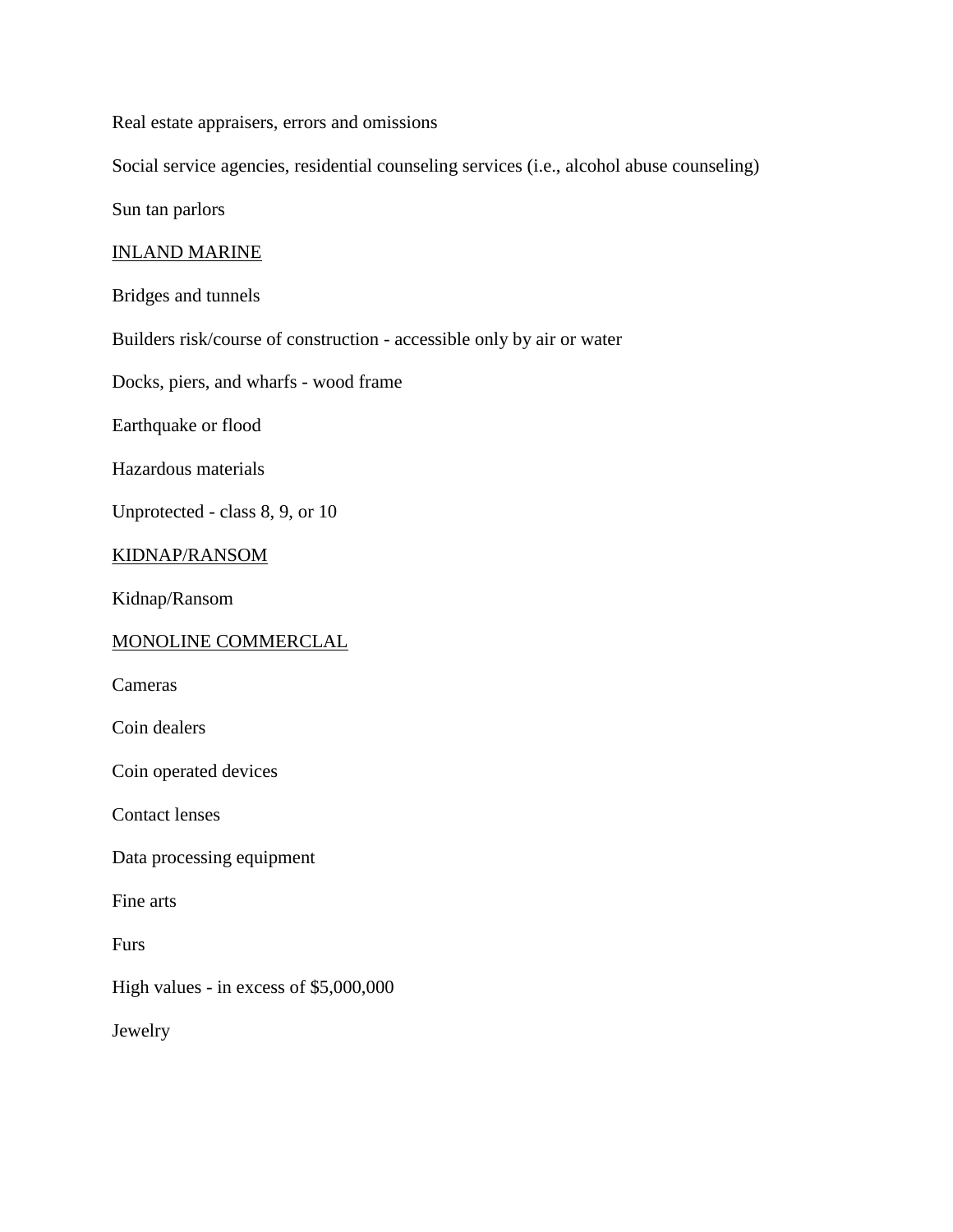Real estate appraisers, errors and omissions

Social service agencies, residential counseling services (i.e., alcohol abuse counseling)

Sun tan parlors

<u>INLAND MARINE</u>

Bridges and tunnels

Builders risk/course of construction - accessible only by air or water

Docks, piers, and wharfs - wood frame

Earthquake or flood

Hazardous materials

Unprotected - class 8, 9, or 10

<u>KIDNAP/RANSOM</u>

Kidnap/Ransom

<u>MONOLINE COMMERCLAL</u>

Cameras

Coin dealers

Coin operated devices

Contact lenses

Data processing equipment

Fine arts

Furs

High values - in excess of $5,000,000

Jewelry